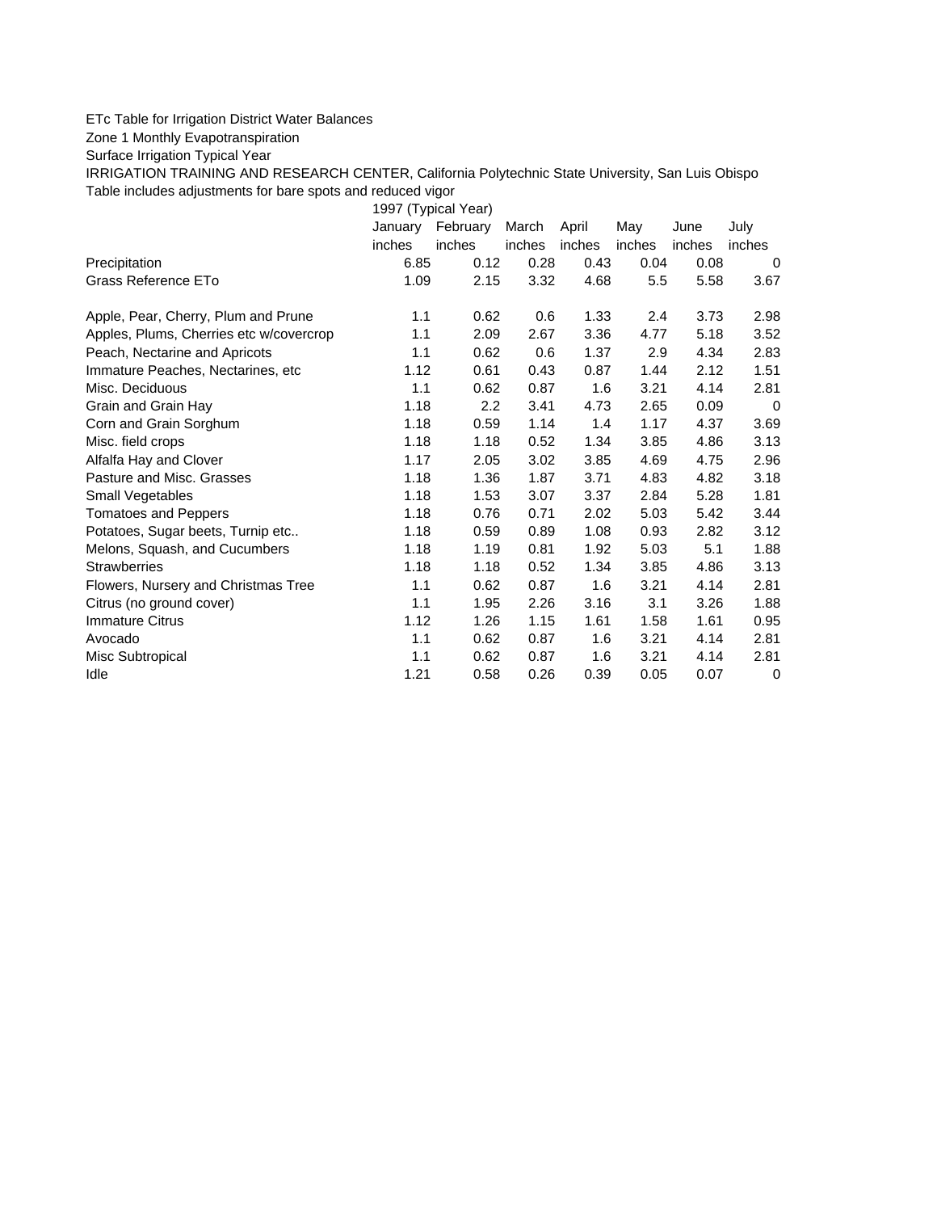ETc Table for Irrigation District Water Balances

Zone 1 Monthly Evapotranspiration

Surface Irrigation Typical Year

IRRIGATION TRAINING AND RESEARCH CENTER, California Polytechnic State University, San Luis Obispo

Table includes adjustments for bare spots and reduced vigor

| | 1997 (Typical Year) | | | | | | |
|---|---|---|---|---|---|---|---|
| | January | February | March | April | May | June | July |
| | inches | inches | inches | inches | inches | inches | inches |
| Precipitation | 6.85 | 0.12 | 0.28 | 0.43 | 0.04 | 0.08 | 0 |
| Grass Reference ETo | 1.09 | 2.15 | 3.32 | 4.68 | 5.5 | 5.58 | 3.67 |
| | | | | | | | |
| Apple, Pear, Cherry, Plum and Prune | 1.1 | 0.62 | 0.6 | 1.33 | 2.4 | 3.73 | 2.98 |
| Apples, Plums, Cherries etc w/covercrop | 1.1 | 2.09 | 2.67 | 3.36 | 4.77 | 5.18 | 3.52 |
| Peach, Nectarine and Apricots | 1.1 | 0.62 | 0.6 | 1.37 | 2.9 | 4.34 | 2.83 |
| Immature Peaches, Nectarines, etc | 1.12 | 0.61 | 0.43 | 0.87 | 1.44 | 2.12 | 1.51 |
| Misc. Deciduous | 1.1 | 0.62 | 0.87 | 1.6 | 3.21 | 4.14 | 2.81 |
| Grain and Grain Hay | 1.18 | 2.2 | 3.41 | 4.73 | 2.65 | 0.09 | 0 |
| Corn and Grain Sorghum | 1.18 | 0.59 | 1.14 | 1.4 | 1.17 | 4.37 | 3.69 |
| Misc. field crops | 1.18 | 1.18 | 0.52 | 1.34 | 3.85 | 4.86 | 3.13 |
| Alfalfa Hay and Clover | 1.17 | 2.05 | 3.02 | 3.85 | 4.69 | 4.75 | 2.96 |
| Pasture and Misc. Grasses | 1.18 | 1.36 | 1.87 | 3.71 | 4.83 | 4.82 | 3.18 |
| Small Vegetables | 1.18 | 1.53 | 3.07 | 3.37 | 2.84 | 5.28 | 1.81 |
| Tomatoes and Peppers | 1.18 | 0.76 | 0.71 | 2.02 | 5.03 | 5.42 | 3.44 |
| Potatoes, Sugar beets, Turnip etc.. | 1.18 | 0.59 | 0.89 | 1.08 | 0.93 | 2.82 | 3.12 |
| Melons, Squash, and Cucumbers | 1.18 | 1.19 | 0.81 | 1.92 | 5.03 | 5.1 | 1.88 |
| Strawberries | 1.18 | 1.18 | 0.52 | 1.34 | 3.85 | 4.86 | 3.13 |
| Flowers, Nursery and Christmas Tree | 1.1 | 0.62 | 0.87 | 1.6 | 3.21 | 4.14 | 2.81 |
| Citrus (no ground cover) | 1.1 | 1.95 | 2.26 | 3.16 | 3.1 | 3.26 | 1.88 |
| Immature Citrus | 1.12 | 1.26 | 1.15 | 1.61 | 1.58 | 1.61 | 0.95 |
| Avocado | 1.1 | 0.62 | 0.87 | 1.6 | 3.21 | 4.14 | 2.81 |
| Misc Subtropical | 1.1 | 0.62 | 0.87 | 1.6 | 3.21 | 4.14 | 2.81 |
| Idle | 1.21 | 0.58 | 0.26 | 0.39 | 0.05 | 0.07 | 0 |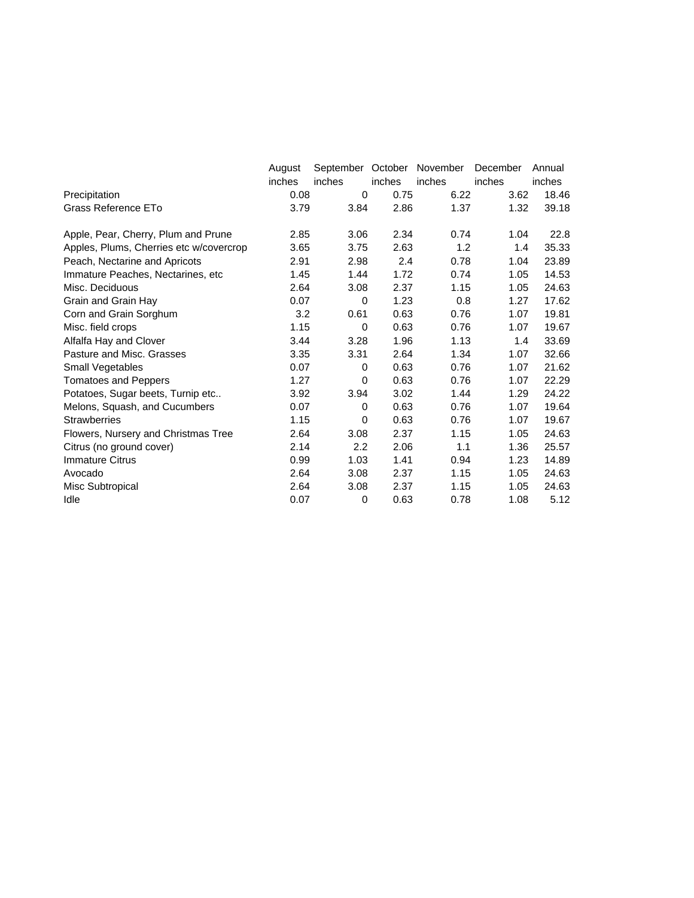| | August inches | September inches | October inches | November inches | December inches | Annual inches |
|---|---|---|---|---|---|---|
| Precipitation | 0.08 | 0 | 0.75 | 6.22 | 3.62 | 18.46 |
| Grass Reference ETo | 3.79 | 3.84 | 2.86 | 1.37 | 1.32 | 39.18 |
| | | | | | | |
| Apple, Pear, Cherry, Plum and Prune | 2.85 | 3.06 | 2.34 | 0.74 | 1.04 | 22.8 |
| Apples, Plums, Cherries etc w/covercrop | 3.65 | 3.75 | 2.63 | 1.2 | 1.4 | 35.33 |
| Peach, Nectarine and Apricots | 2.91 | 2.98 | 2.4 | 0.78 | 1.04 | 23.89 |
| Immature Peaches, Nectarines, etc | 1.45 | 1.44 | 1.72 | 0.74 | 1.05 | 14.53 |
| Misc. Deciduous | 2.64 | 3.08 | 2.37 | 1.15 | 1.05 | 24.63 |
| Grain and Grain Hay | 0.07 | 0 | 1.23 | 0.8 | 1.27 | 17.62 |
| Corn and Grain Sorghum | 3.2 | 0.61 | 0.63 | 0.76 | 1.07 | 19.81 |
| Misc. field crops | 1.15 | 0 | 0.63 | 0.76 | 1.07 | 19.67 |
| Alfalfa Hay and Clover | 3.44 | 3.28 | 1.96 | 1.13 | 1.4 | 33.69 |
| Pasture and Misc. Grasses | 3.35 | 3.31 | 2.64 | 1.34 | 1.07 | 32.66 |
| Small Vegetables | 0.07 | 0 | 0.63 | 0.76 | 1.07 | 21.62 |
| Tomatoes and Peppers | 1.27 | 0 | 0.63 | 0.76 | 1.07 | 22.29 |
| Potatoes, Sugar beets, Turnip etc.. | 3.92 | 3.94 | 3.02 | 1.44 | 1.29 | 24.22 |
| Melons, Squash, and Cucumbers | 0.07 | 0 | 0.63 | 0.76 | 1.07 | 19.64 |
| Strawberries | 1.15 | 0 | 0.63 | 0.76 | 1.07 | 19.67 |
| Flowers, Nursery and Christmas Tree | 2.64 | 3.08 | 2.37 | 1.15 | 1.05 | 24.63 |
| Citrus (no ground cover) | 2.14 | 2.2 | 2.06 | 1.1 | 1.36 | 25.57 |
| Immature Citrus | 0.99 | 1.03 | 1.41 | 0.94 | 1.23 | 14.89 |
| Avocado | 2.64 | 3.08 | 2.37 | 1.15 | 1.05 | 24.63 |
| Misc Subtropical | 2.64 | 3.08 | 2.37 | 1.15 | 1.05 | 24.63 |
| Idle | 0.07 | 0 | 0.63 | 0.78 | 1.08 | 5.12 |